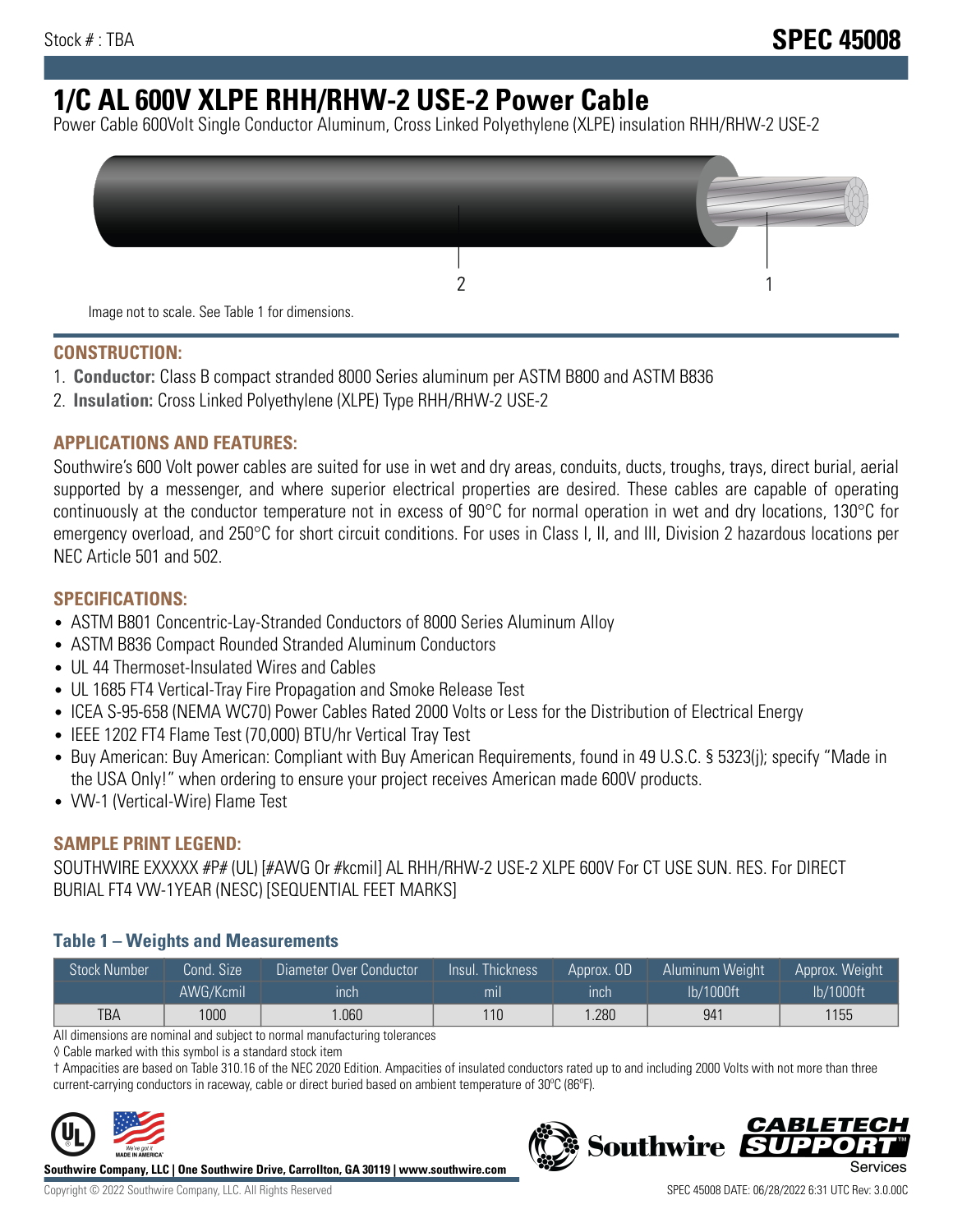Stock # : TBA

**SPEC 45008**

# 1/C AL 600V XLPE RHH/RHW-2 USE-2 Power Cable

Power Cable 600Volt Single Conductor Aluminum, Cross Linked Polyethylene (XLPE) insulation RHH/RHW-2 USE-2

Image not to scale. See Table 1 for dimensions.

## CONSTRUCTION:

1. **Conductor:** Class B compact stranded 8000 Series aluminum per ASTM B800 and ASTM B836
2. **Insulation:** Cross Linked Polyethylene (XLPE) Type RHH/RHW-2 USE-2

## APPLICATIONS AND FEATURES:

Southwire's 600 Volt power cables are suited for use in wet and dry areas, conduits, ducts, troughs, trays, direct burial, aerial supported by a messenger, and where superior electrical properties are desired. These cables are capable of operating continuously at the conductor temperature not in excess of 90°C for normal operation in wet and dry locations, 130°C for emergency overload, and 250°C for short circuit conditions. For uses in Class I, II, and III, Division 2 hazardous locations per NEC Article 501 and 502.

## SPECIFICATIONS:

- ASTM B801 Concentric-Lay-Stranded Conductors of 8000 Series Aluminum Alloy
- ASTM B836 Compact Rounded Stranded Aluminum Conductors
- UL 44 Thermoset-Insulated Wires and Cables
- UL 1685 FT4 Vertical-Tray Fire Propagation and Smoke Release Test
- ICEA S-95-658 (NEMA WC70) Power Cables Rated 2000 Volts or Less for the Distribution of Electrical Energy
- IEEE 1202 FT4 Flame Test (70,000) BTU/hr Vertical Tray Test
- Buy American: Buy American: Compliant with Buy American Requirements, found in 49 U.S.C. § 5323(j); specify "Made in the USA Only!" when ordering to ensure your project receives American made 600V products.
- VW-1 (Vertical-Wire) Flame Test

## SAMPLE PRINT LEGEND:

SOUTHWIRE EXXXXX #P# (UL) [#AWG Or #kcmil] AL RHH/RHW-2 USE-2 XLPE 600V For CT USE SUN. RES. For DIRECT BURIAL FT4 VW-1YEAR (NESC) [SEQUENTIAL FEET MARKS]

### Table 1 – Weights and Measurements

| Stock Number | Cond. Size | Diameter Over Conductor | Insul. Thickness | Approx. OD | Aluminum Weight | Approx. Weight |
|---|---|---|---|---|---|---|
| | AWG/Kcmil | inch | mil | inch | lb/1000ft | lb/1000ft |
| TBA | 1000 | 1.060 | 110 | 1.280 | 941 | 1155 |

All dimensions are nominal and subject to normal manufacturing tolerances

◊ Cable marked with this symbol is a standard stock item

† Ampacities are based on Table 310.16 of the NEC 2020 Edition. Ampacities of insulated conductors rated up to and including 2000 Volts with not more than three current-carrying conductors in raceway, cable or direct buried based on ambient temperature of 30°C (86°F).

**Southwire Company, LLC | One Southwire Drive, Carrollton, GA 30119 | www.southwire.com**

Copyright © 2022 Southwire Company, LLC. All Rights Reserved

SPEC 45008 DATE: 06/28/2022 6:31 UTC Rev: 3.0.00C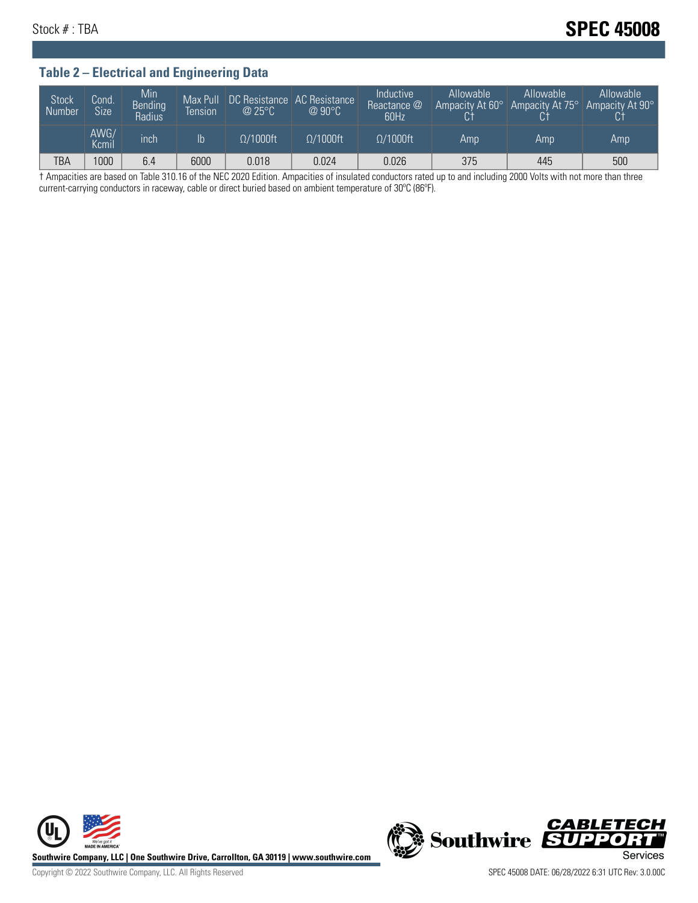### Table 2 – Electrical and Engineering Data

| Stock Number | Cond. Size | Min Bending Radius | Max Pull Tension | DC Resistance @ 25°C | AC Resistance @ 90°C | Inductive Reactance @ 60Hz | Allowable Ampacity At 60° C† | Allowable Ampacity At 75° C† | Allowable Ampacity At 90° C† |
|---|---|---|---|---|---|---|---|---|---|
| | AWG/ Kcmil | inch | lb | Ω/1000ft | Ω/1000ft | Ω/1000ft | Amp | Amp | Amp |
| TBA | 1000 | 6.4 | 6000 | 0.018 | 0.024 | 0.026 | 375 | 445 | 500 |

† Ampacities are based on Table 310.16 of the NEC 2020 Edition. Ampacities of insulated conductors rated up to and including 2000 Volts with not more than three current-carrying conductors in raceway, cable or direct buried based on ambient temperature of 30ºC (86ºF).

**Southwire Company, LLC | One Southwire Drive, Carrollton, GA 30119 | www.southwire.com**

Copyright © 2022 Southwire Company, LLC. All Rights Reserved

SPEC 45008 DATE: 06/28/2022 6:31 UTC Rev: 3.0.00C